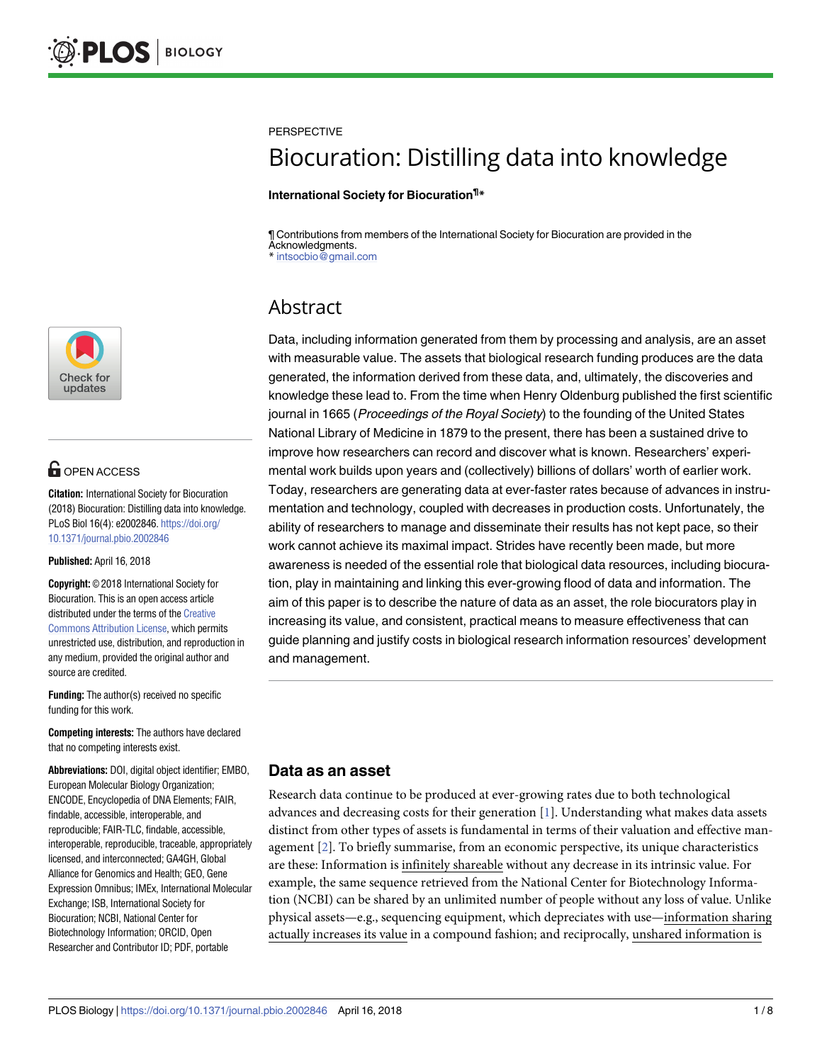PERSPECTIVE

# Biocuration: Distilling data into knowledge

**International Society for Biocuration**[¶]*

¶ Contributions from members of the International Society for Biocuration are provided in the Acknowledgments.
* intsocbio@gmail.com

## Abstract

Data, including information generated from them by processing and analysis, are an asset with measurable value. The assets that biological research funding produces are the data generated, the information derived from these data, and, ultimately, the discoveries and knowledge these lead to. From the time when Henry Oldenburg published the first scientific journal in 1665 (*Proceedings of the Royal Society*) to the founding of the United States National Library of Medicine in 1879 to the present, there has been a sustained drive to improve how researchers can record and discover what is known. Researchers' experimental work builds upon years and (collectively) billions of dollars' worth of earlier work. Today, researchers are generating data at ever-faster rates because of advances in instrumentation and technology, coupled with decreases in production costs. Unfortunately, the ability of researchers to manage and disseminate their results has not kept pace, so their work cannot achieve its maximal impact. Strides have recently been made, but more awareness is needed of the essential role that biological data resources, including biocuration, play in maintaining and linking this ever-growing flood of data and information. The aim of this paper is to describe the nature of data as an asset, the role biocurators play in increasing its value, and consistent, practical means to measure effectiveness that can guide planning and justify costs in biological research information resources' development and management.

OPEN ACCESS

**Citation:** International Society for Biocuration (2018) Biocuration: Distilling data into knowledge. PLoS Biol 16(4): e2002846. https://doi.org/10.1371/journal.pbio.2002846

**Published:** April 16, 2018

**Copyright:** © 2018 International Society for Biocuration. This is an open access article distributed under the terms of the Creative Commons Attribution License, which permits unrestricted use, distribution, and reproduction in any medium, provided the original author and source are credited.

**Funding:** The author(s) received no specific funding for this work.

**Competing interests:** The authors have declared that no competing interests exist.

**Abbreviations:** DOI, digital object identifier; EMBO, European Molecular Biology Organization; ENCODE, Encyclopedia of DNA Elements; FAIR, findable, accessible, interoperable, and reproducible; FAIR-TLC, findable, accessible, interoperable, reproducible, traceable, appropriately licensed, and interconnected; GA4GH, Global Alliance for Genomics and Health; GEO, Gene Expression Omnibus; IMEx, International Molecular Exchange; ISB, International Society for Biocuration; NCBI, National Center for Biotechnology Information; ORCID, Open Researcher and Contributor ID; PDF, portable

## Data as an asset

Research data continue to be produced at ever-growing rates due to both technological advances and decreasing costs for their generation [1]. Understanding what makes data assets distinct from other types of assets is fundamental in terms of their valuation and effective management [2]. To briefly summarise, from an economic perspective, its unique characteristics are these: Information is infinitely shareable without any decrease in its intrinsic value. For example, the same sequence retrieved from the National Center for Biotechnology Information (NCBI) can be shared by an unlimited number of people without any loss of value. Unlike physical assets—e.g., sequencing equipment, which depreciates with use—information sharing actually increases its value in a compound fashion; and reciprocally, unshared information is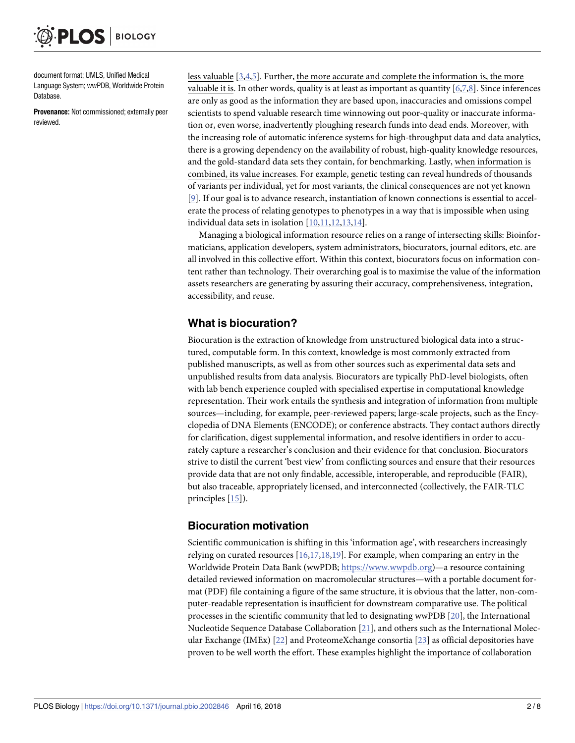document format; UMLS, Unified Medical Language System; wwPDB, Worldwide Protein Database.

**Provenance:** Not commissioned; externally peer reviewed.

less valuable [3,4,5]. Further, the more accurate and complete the information is, the more valuable it is. In other words, quality is at least as important as quantity [6,7,8]. Since inferences are only as good as the information they are based upon, inaccuracies and omissions compel scientists to spend valuable research time winnowing out poor-quality or inaccurate information or, even worse, inadvertently ploughing research funds into dead ends. Moreover, with the increasing role of automatic inference systems for high-throughput data and data analytics, there is a growing dependency on the availability of robust, high-quality knowledge resources, and the gold-standard data sets they contain, for benchmarking. Lastly, when information is combined, its value increases. For example, genetic testing can reveal hundreds of thousands of variants per individual, yet for most variants, the clinical consequences are not yet known [9]. If our goal is to advance research, instantiation of known connections is essential to accelerate the process of relating genotypes to phenotypes in a way that is impossible when using individual data sets in isolation [10,11,12,13,14].

Managing a biological information resource relies on a range of intersecting skills: Bioinformaticians, application developers, system administrators, biocurators, journal editors, etc. are all involved in this collective effort. Within this context, biocurators focus on information content rather than technology. Their overarching goal is to maximise the value of the information assets researchers are generating by assuring their accuracy, comprehensiveness, integration, accessibility, and reuse.

## What is biocuration?

Biocuration is the extraction of knowledge from unstructured biological data into a structured, computable form. In this context, knowledge is most commonly extracted from published manuscripts, as well as from other sources such as experimental data sets and unpublished results from data analysis. Biocurators are typically PhD-level biologists, often with lab bench experience coupled with specialised expertise in computational knowledge representation. Their work entails the synthesis and integration of information from multiple sources—including, for example, peer-reviewed papers; large-scale projects, such as the Encyclopedia of DNA Elements (ENCODE); or conference abstracts. They contact authors directly for clarification, digest supplemental information, and resolve identifiers in order to accurately capture a researcher's conclusion and their evidence for that conclusion. Biocurators strive to distil the current 'best view' from conflicting sources and ensure that their resources provide data that are not only findable, accessible, interoperable, and reproducible (FAIR), but also traceable, appropriately licensed, and interconnected (collectively, the FAIR-TLC principles [15]).

## Biocuration motivation

Scientific communication is shifting in this 'information age', with researchers increasingly relying on curated resources [16,17,18,19]. For example, when comparing an entry in the Worldwide Protein Data Bank (wwPDB; https://www.wwpdb.org)—a resource containing detailed reviewed information on macromolecular structures—with a portable document format (PDF) file containing a figure of the same structure, it is obvious that the latter, non-computer-readable representation is insufficient for downstream comparative use. The political processes in the scientific community that led to designating wwPDB [20], the International Nucleotide Sequence Database Collaboration [21], and others such as the International Molecular Exchange (IMEx) [22] and ProteomeXchange consortia [23] as official depositories have proven to be well worth the effort. These examples highlight the importance of collaboration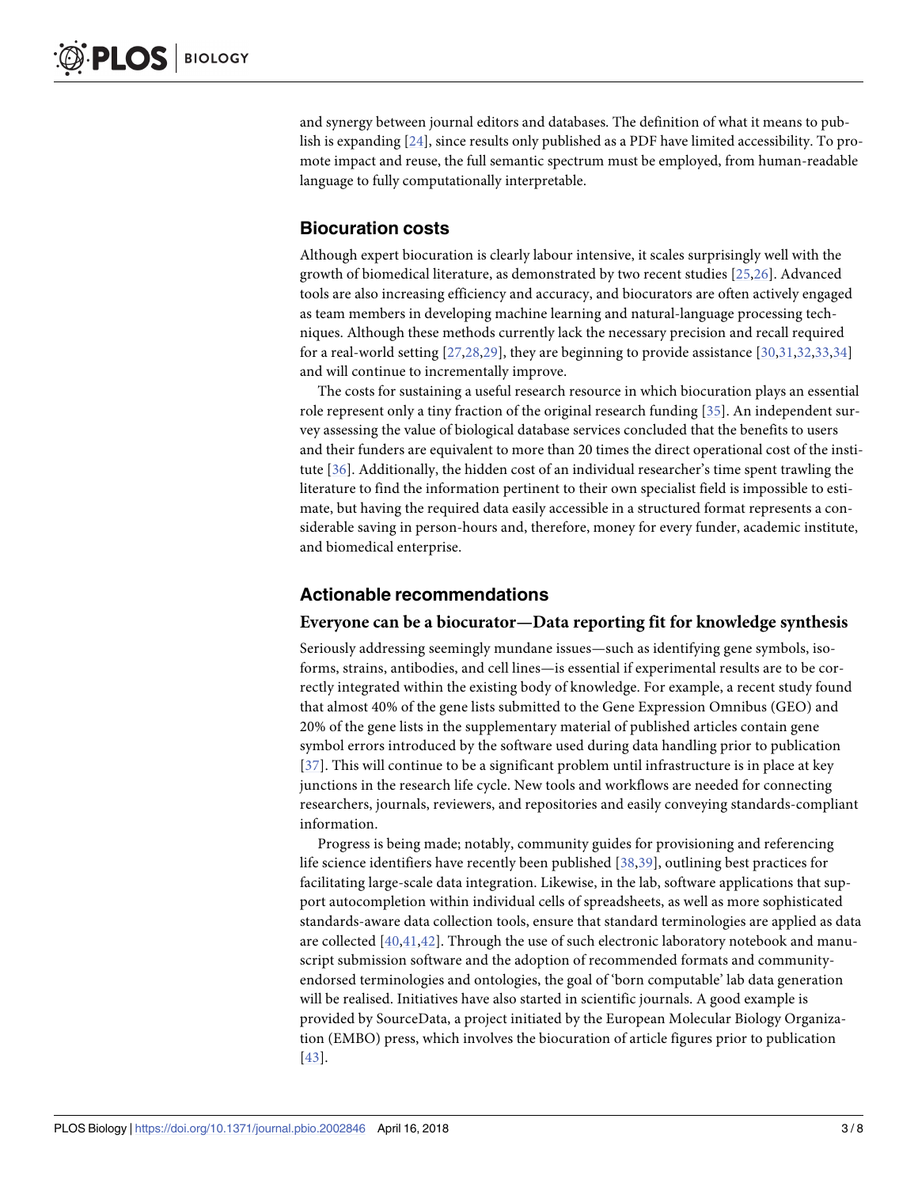and synergy between journal editors and databases. The definition of what it means to publish is expanding [24], since results only published as a PDF have limited accessibility. To promote impact and reuse, the full semantic spectrum must be employed, from human-readable language to fully computationally interpretable.

## Biocuration costs

Although expert biocuration is clearly labour intensive, it scales surprisingly well with the growth of biomedical literature, as demonstrated by two recent studies [25,26]. Advanced tools are also increasing efficiency and accuracy, and biocurators are often actively engaged as team members in developing machine learning and natural-language processing techniques. Although these methods currently lack the necessary precision and recall required for a real-world setting [27,28,29], they are beginning to provide assistance [30,31,32,33,34] and will continue to incrementally improve.

The costs for sustaining a useful research resource in which biocuration plays an essential role represent only a tiny fraction of the original research funding [35]. An independent survey assessing the value of biological database services concluded that the benefits to users and their funders are equivalent to more than 20 times the direct operational cost of the institute [36]. Additionally, the hidden cost of an individual researcher's time spent trawling the literature to find the information pertinent to their own specialist field is impossible to estimate, but having the required data easily accessible in a structured format represents a considerable saving in person-hours and, therefore, money for every funder, academic institute, and biomedical enterprise.

## Actionable recommendations

### Everyone can be a biocurator—Data reporting fit for knowledge synthesis

Seriously addressing seemingly mundane issues—such as identifying gene symbols, isoforms, strains, antibodies, and cell lines—is essential if experimental results are to be correctly integrated within the existing body of knowledge. For example, a recent study found that almost 40% of the gene lists submitted to the Gene Expression Omnibus (GEO) and 20% of the gene lists in the supplementary material of published articles contain gene symbol errors introduced by the software used during data handling prior to publication [37]. This will continue to be a significant problem until infrastructure is in place at key junctions in the research life cycle. New tools and workflows are needed for connecting researchers, journals, reviewers, and repositories and easily conveying standards-compliant information.

Progress is being made; notably, community guides for provisioning and referencing life science identifiers have recently been published [38,39], outlining best practices for facilitating large-scale data integration. Likewise, in the lab, software applications that support autocompletion within individual cells of spreadsheets, as well as more sophisticated standards-aware data collection tools, ensure that standard terminologies are applied as data are collected [40,41,42]. Through the use of such electronic laboratory notebook and manuscript submission software and the adoption of recommended formats and community-endorsed terminologies and ontologies, the goal of 'born computable' lab data generation will be realised. Initiatives have also started in scientific journals. A good example is provided by SourceData, a project initiated by the European Molecular Biology Organization (EMBO) press, which involves the biocuration of article figures prior to publication [43].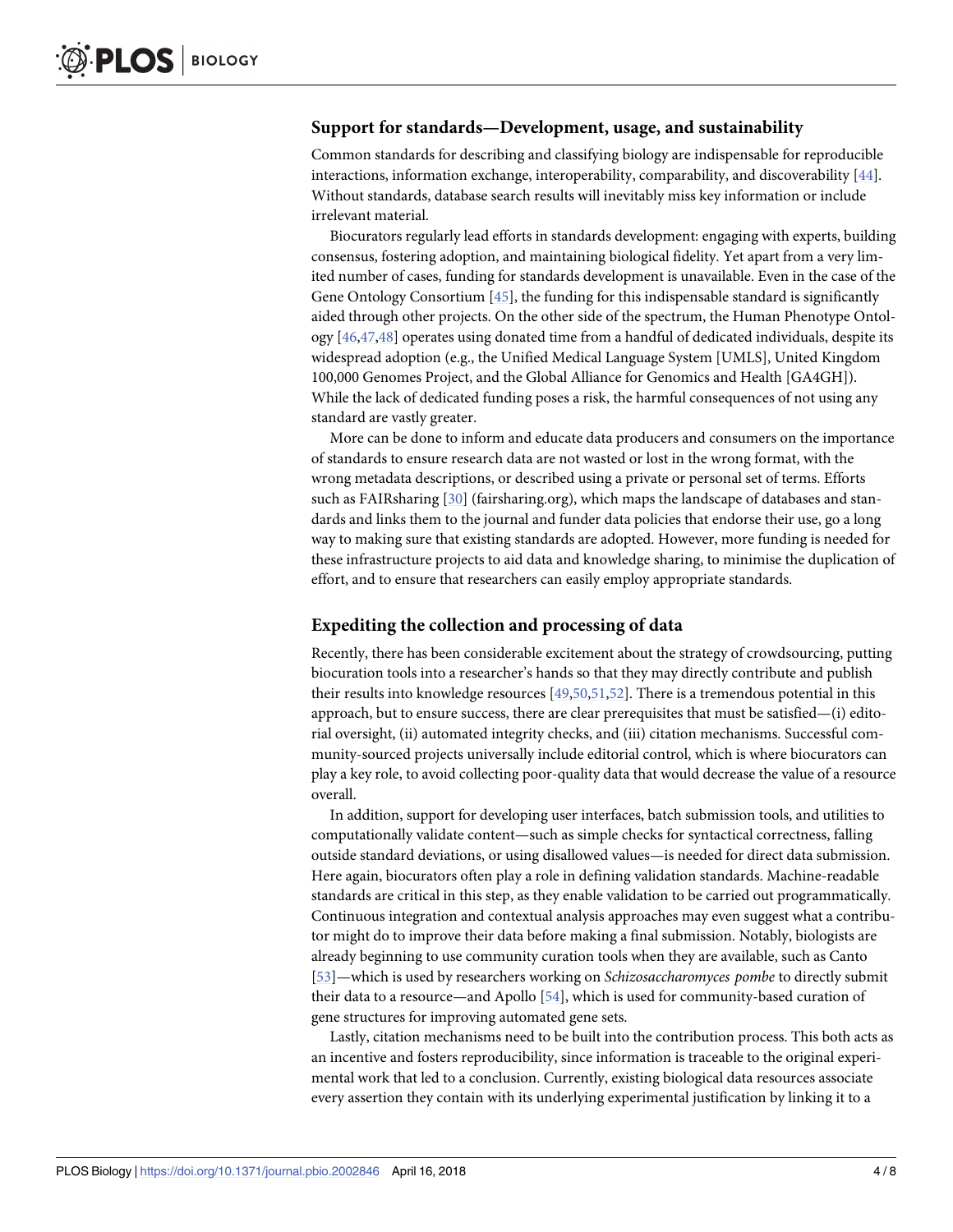## Support for standards—Development, usage, and sustainability

Common standards for describing and classifying biology are indispensable for reproducible interactions, information exchange, interoperability, comparability, and discoverability [44]. Without standards, database search results will inevitably miss key information or include irrelevant material.

Biocurators regularly lead efforts in standards development: engaging with experts, building consensus, fostering adoption, and maintaining biological fidelity. Yet apart from a very limited number of cases, funding for standards development is unavailable. Even in the case of the Gene Ontology Consortium [45], the funding for this indispensable standard is significantly aided through other projects. On the other side of the spectrum, the Human Phenotype Ontology [46,47,48] operates using donated time from a handful of dedicated individuals, despite its widespread adoption (e.g., the Unified Medical Language System [UMLS], United Kingdom 100,000 Genomes Project, and the Global Alliance for Genomics and Health [GA4GH]). While the lack of dedicated funding poses a risk, the harmful consequences of not using any standard are vastly greater.

More can be done to inform and educate data producers and consumers on the importance of standards to ensure research data are not wasted or lost in the wrong format, with the wrong metadata descriptions, or described using a private or personal set of terms. Efforts such as FAIRsharing [30] (fairsharing.org), which maps the landscape of databases and standards and links them to the journal and funder data policies that endorse their use, go a long way to making sure that existing standards are adopted. However, more funding is needed for these infrastructure projects to aid data and knowledge sharing, to minimise the duplication of effort, and to ensure that researchers can easily employ appropriate standards.

## Expediting the collection and processing of data

Recently, there has been considerable excitement about the strategy of crowdsourcing, putting biocuration tools into a researcher's hands so that they may directly contribute and publish their results into knowledge resources [49,50,51,52]. There is a tremendous potential in this approach, but to ensure success, there are clear prerequisites that must be satisfied—(i) editorial oversight, (ii) automated integrity checks, and (iii) citation mechanisms. Successful community-sourced projects universally include editorial control, which is where biocurators can play a key role, to avoid collecting poor-quality data that would decrease the value of a resource overall.

In addition, support for developing user interfaces, batch submission tools, and utilities to computationally validate content—such as simple checks for syntactical correctness, falling outside standard deviations, or using disallowed values—is needed for direct data submission. Here again, biocurators often play a role in defining validation standards. Machine-readable standards are critical in this step, as they enable validation to be carried out programmatically. Continuous integration and contextual analysis approaches may even suggest what a contributor might do to improve their data before making a final submission. Notably, biologists are already beginning to use community curation tools when they are available, such as Canto [53]—which is used by researchers working on *Schizosaccharomyces pombe* to directly submit their data to a resource—and Apollo [54], which is used for community-based curation of gene structures for improving automated gene sets.

Lastly, citation mechanisms need to be built into the contribution process. This both acts as an incentive and fosters reproducibility, since information is traceable to the original experimental work that led to a conclusion. Currently, existing biological data resources associate every assertion they contain with its underlying experimental justification by linking it to a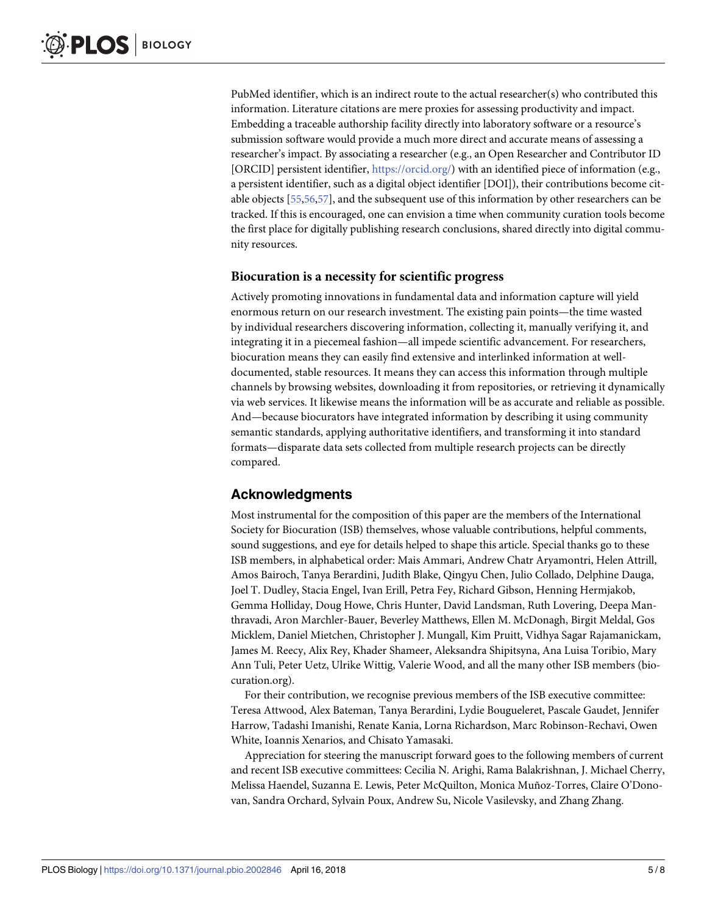PubMed identifier, which is an indirect route to the actual researcher(s) who contributed this information. Literature citations are mere proxies for assessing productivity and impact. Embedding a traceable authorship facility directly into laboratory software or a resource's submission software would provide a much more direct and accurate means of assessing a researcher's impact. By associating a researcher (e.g., an Open Researcher and Contributor ID [ORCID] persistent identifier, https://orcid.org/) with an identified piece of information (e.g., a persistent identifier, such as a digital object identifier [DOI]), their contributions become citable objects [55,56,57], and the subsequent use of this information by other researchers can be tracked. If this is encouraged, one can envision a time when community curation tools become the first place for digitally publishing research conclusions, shared directly into digital community resources.

### Biocuration is a necessity for scientific progress

Actively promoting innovations in fundamental data and information capture will yield enormous return on our research investment. The existing pain points—the time wasted by individual researchers discovering information, collecting it, manually verifying it, and integrating it in a piecemeal fashion—all impede scientific advancement. For researchers, biocuration means they can easily find extensive and interlinked information at well-documented, stable resources. It means they can access this information through multiple channels by browsing websites, downloading it from repositories, or retrieving it dynamically via web services. It likewise means the information will be as accurate and reliable as possible. And—because biocurators have integrated information by describing it using community semantic standards, applying authoritative identifiers, and transforming it into standard formats—disparate data sets collected from multiple research projects can be directly compared.

## Acknowledgments

Most instrumental for the composition of this paper are the members of the International Society for Biocuration (ISB) themselves, whose valuable contributions, helpful comments, sound suggestions, and eye for details helped to shape this article. Special thanks go to these ISB members, in alphabetical order: Mais Ammari, Andrew Chatr Aryamontri, Helen Attrill, Amos Bairoch, Tanya Berardini, Judith Blake, Qingyu Chen, Julio Collado, Delphine Dauga, Joel T. Dudley, Stacia Engel, Ivan Erill, Petra Fey, Richard Gibson, Henning Hermjakob, Gemma Holliday, Doug Howe, Chris Hunter, David Landsman, Ruth Lovering, Deepa Manthravadi, Aron Marchler-Bauer, Beverley Matthews, Ellen M. McDonagh, Birgit Meldal, Gos Micklem, Daniel Mietchen, Christopher J. Mungall, Kim Pruitt, Vidhya Sagar Rajamanickam, James M. Reecy, Alix Rey, Khader Shameer, Aleksandra Shipitsyna, Ana Luisa Toribio, Mary Ann Tuli, Peter Uetz, Ulrike Wittig, Valerie Wood, and all the many other ISB members (biocuration.org).

For their contribution, we recognise previous members of the ISB executive committee: Teresa Attwood, Alex Bateman, Tanya Berardini, Lydie Bougueleret, Pascale Gaudet, Jennifer Harrow, Tadashi Imanishi, Renate Kania, Lorna Richardson, Marc Robinson-Rechavi, Owen White, Ioannis Xenarios, and Chisato Yamasaki.

Appreciation for steering the manuscript forward goes to the following members of current and recent ISB executive committees: Cecilia N. Arighi, Rama Balakrishnan, J. Michael Cherry, Melissa Haendel, Suzanna E. Lewis, Peter McQuilton, Monica Muñoz-Torres, Claire O'Donovan, Sandra Orchard, Sylvain Poux, Andrew Su, Nicole Vasilevsky, and Zhang Zhang.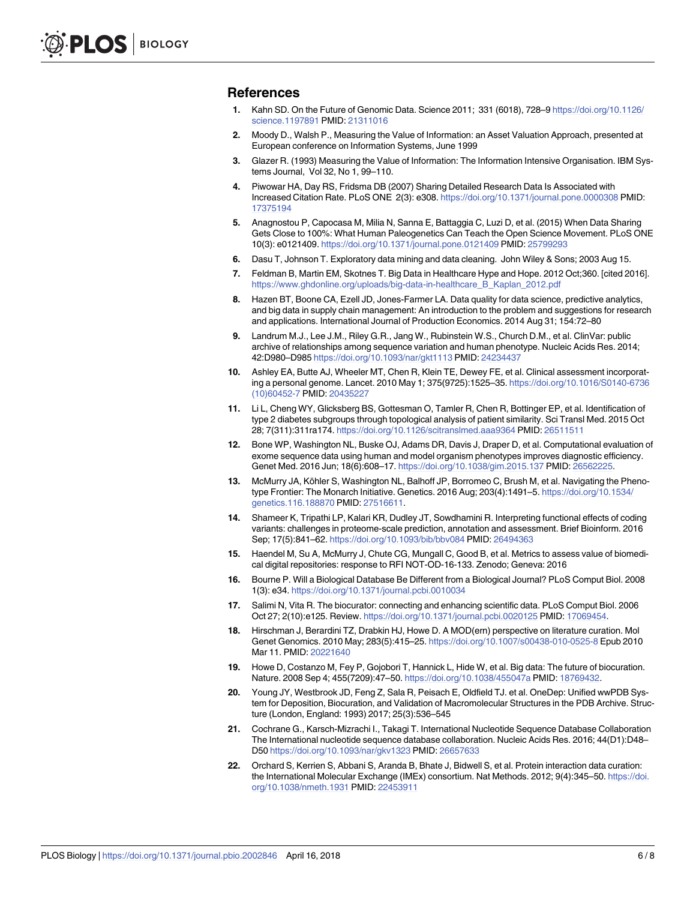## References

1. Kahn SD. On the Future of Genomic Data. Science 2011; 331 (6018), 728–9 https://doi.org/10.1126/science.1197891 PMID: 21311016
2. Moody D., Walsh P., Measuring the Value of Information: an Asset Valuation Approach, presented at European conference on Information Systems, June 1999
3. Glazer R. (1993) Measuring the Value of Information: The Information Intensive Organisation. IBM Systems Journal, Vol 32, No 1, 99–110.
4. Piwowar HA, Day RS, Fridsma DB (2007) Sharing Detailed Research Data Is Associated with Increased Citation Rate. PLoS ONE 2(3): e308. https://doi.org/10.1371/journal.pone.0000308 PMID: 17375194
5. Anagnostou P, Capocasa M, Milia N, Sanna E, Battaggia C, Luzi D, et al. (2015) When Data Sharing Gets Close to 100%: What Human Paleogenetics Can Teach the Open Science Movement. PLoS ONE 10(3): e0121409. https://doi.org/10.1371/journal.pone.0121409 PMID: 25799293
6. Dasu T, Johnson T. Exploratory data mining and data cleaning. John Wiley & Sons; 2003 Aug 15.
7. Feldman B, Martin EM, Skotnes T. Big Data in Healthcare Hype and Hope. 2012 Oct;360. [cited 2016]. https://www.ghdonline.org/uploads/big-data-in-healthcare_B_Kaplan_2012.pdf
8. Hazen BT, Boone CA, Ezell JD, Jones-Farmer LA. Data quality for data science, predictive analytics, and big data in supply chain management: An introduction to the problem and suggestions for research and applications. International Journal of Production Economics. 2014 Aug 31; 154:72–80
9. Landrum M.J., Lee J.M., Riley G.R., Jang W., Rubinstein W.S., Church D.M., et al. ClinVar: public archive of relationships among sequence variation and human phenotype. Nucleic Acids Res. 2014; 42:D980–D985 https://doi.org/10.1093/nar/gkt1113 PMID: 24234437
10. Ashley EA, Butte AJ, Wheeler MT, Chen R, Klein TE, Dewey FE, et al. Clinical assessment incorporating a personal genome. Lancet. 2010 May 1; 375(9725):1525–35. https://doi.org/10.1016/S0140-6736(10)60452-7 PMID: 20435227
11. Li L, Cheng WY, Glicksberg BS, Gottesman O, Tamler R, Chen R, Bottinger EP, et al. Identification of type 2 diabetes subgroups through topological analysis of patient similarity. Sci Transl Med. 2015 Oct 28; 7(311):311ra174. https://doi.org/10.1126/scitranslmed.aaa9364 PMID: 26511511
12. Bone WP, Washington NL, Buske OJ, Adams DR, Davis J, Draper D, et al. Computational evaluation of exome sequence data using human and model organism phenotypes improves diagnostic efficiency. Genet Med. 2016 Jun; 18(6):608–17. https://doi.org/10.1038/gim.2015.137 PMID: 26562225.
13. McMurry JA, Köhler S, Washington NL, Balhoff JP, Borromeo C, Brush M, et al. Navigating the Phenotype Frontier: The Monarch Initiative. Genetics. 2016 Aug; 203(4):1491–5. https://doi.org/10.1534/genetics.116.188870 PMID: 27516611.
14. Shameer K, Tripathi LP, Kalari KR, Dudley JT, Sowdhamini R. Interpreting functional effects of coding variants: challenges in proteome-scale prediction, annotation and assessment. Brief Bioinform. 2016 Sep; 17(5):841–62. https://doi.org/10.1093/bib/bbv084 PMID: 26494363
15. Haendel M, Su A, McMurry J, Chute CG, Mungall C, Good B, et al. Metrics to assess value of biomedical digital repositories: response to RFI NOT-OD-16-133. Zenodo; Geneva: 2016
16. Bourne P. Will a Biological Database Be Different from a Biological Journal? PLoS Comput Biol. 2008 1(3): e34. https://doi.org/10.1371/journal.pcbi.0010034
17. Salimi N, Vita R. The biocurator: connecting and enhancing scientific data. PLoS Comput Biol. 2006 Oct 27; 2(10):e125. Review. https://doi.org/10.1371/journal.pcbi.0020125 PMID: 17069454.
18. Hirschman J, Berardini TZ, Drabkin HJ, Howe D. A MOD(ern) perspective on literature curation. Mol Genet Genomics. 2010 May; 283(5):415–25. https://doi.org/10.1007/s00438-010-0525-8 Epub 2010 Mar 11. PMID: 20221640
19. Howe D, Costanzo M, Fey P, Gojobori T, Hannick L, Hide W, et al. Big data: The future of biocuration. Nature. 2008 Sep 4; 455(7209):47–50. https://doi.org/10.1038/455047a PMID: 18769432.
20. Young JY, Westbrook JD, Feng Z, Sala R, Peisach E, Oldfield TJ. et al. OneDep: Unified wwPDB System for Deposition, Biocuration, and Validation of Macromolecular Structures in the PDB Archive. Structure (London, England: 1993) 2017; 25(3):536–545
21. Cochrane G., Karsch-Mizrachi I., Takagi T. International Nucleotide Sequence Database Collaboration The International nucleotide sequence database collaboration. Nucleic Acids Res. 2016; 44(D1):D48–D50 https://doi.org/10.1093/nar/gkv1323 PMID: 26657633
22. Orchard S, Kerrien S, Abbani S, Aranda B, Bhate J, Bidwell S, et al. Protein interaction data curation: the International Molecular Exchange (IMEx) consortium. Nat Methods. 2012; 9(4):345–50. https://doi.org/10.1038/nmeth.1931 PMID: 22453911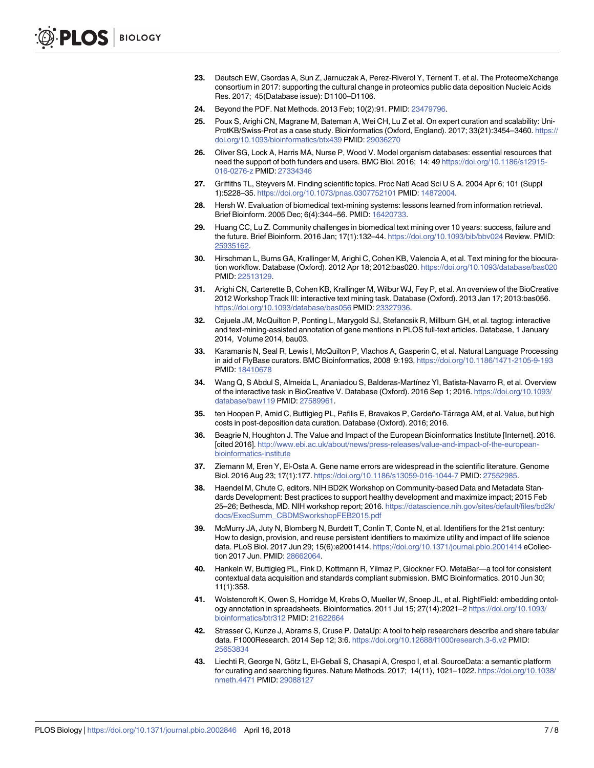23. Deutsch EW, Csordas A, Sun Z, Jarnuczak A, Perez-Riverol Y, Ternent T. et al. The ProteomeXchange consortium in 2017: supporting the cultural change in proteomics public data deposition Nucleic Acids Res. 2017; 45(Database issue): D1100–D1106.
24. Beyond the PDF. Nat Methods. 2013 Feb; 10(2):91. PMID: 23479796.
25. Poux S, Arighi CN, Magrane M, Bateman A, Wei CH, Lu Z et al. On expert curation and scalability: UniProtKB/Swiss-Prot as a case study. Bioinformatics (Oxford, England). 2017; 33(21):3454–3460. https://doi.org/10.1093/bioinformatics/btx439 PMID: 29036270
26. Oliver SG, Lock A, Harris MA, Nurse P, Wood V. Model organism databases: essential resources that need the support of both funders and users. BMC Biol. 2016; 14: 49 https://doi.org/10.1186/s12915-016-0276-z PMID: 27334346
27. Griffiths TL, Steyvers M. Finding scientific topics. Proc Natl Acad Sci U S A. 2004 Apr 6; 101 (Suppl 1):5228–35. https://doi.org/10.1073/pnas.0307752101 PMID: 14872004.
28. Hersh W. Evaluation of biomedical text-mining systems: lessons learned from information retrieval. Brief Bioinform. 2005 Dec; 6(4):344–56. PMID: 16420733.
29. Huang CC, Lu Z. Community challenges in biomedical text mining over 10 years: success, failure and the future. Brief Bioinform. 2016 Jan; 17(1):132–44. https://doi.org/10.1093/bib/bbv024 Review. PMID: 25935162.
30. Hirschman L, Burns GA, Krallinger M, Arighi C, Cohen KB, Valencia A, et al. Text mining for the biocuration workflow. Database (Oxford). 2012 Apr 18; 2012:bas020. https://doi.org/10.1093/database/bas020 PMID: 22513129.
31. Arighi CN, Carterette B, Cohen KB, Krallinger M, Wilbur WJ, Fey P, et al. An overview of the BioCreative 2012 Workshop Track III: interactive text mining task. Database (Oxford). 2013 Jan 17; 2013:bas056. https://doi.org/10.1093/database/bas056 PMID: 23327936.
32. Cejuela JM, McQuilton P, Ponting L, Marygold SJ, Stefancsik R, Millburn GH, et al. tagtog: interactive and text-mining-assisted annotation of gene mentions in PLOS full-text articles. Database, 1 January 2014, Volume 2014, bau03.
33. Karamanis N, Seal R, Lewis I, McQuilton P, Vlachos A, Gasperin C, et al. Natural Language Processing in aid of FlyBase curators. BMC Bioinformatics, 2008 9:193, https://doi.org/10.1186/1471-2105-9-193 PMID: 18410678
34. Wang Q, S Abdul S, Almeida L, Ananiadou S, Balderas-Martínez YI, Batista-Navarro R, et al. Overview of the interactive task in BioCreative V. Database (Oxford). 2016 Sep 1; 2016. https://doi.org/10.1093/database/baw119 PMID: 27589961.
35. ten Hoopen P, Amid C, Buttigieg PL, Pafilis E, Bravakos P, Cerdeño-Tárraga AM, et al. Value, but high costs in post-deposition data curation. Database (Oxford). 2016; 2016.
36. Beagrie N, Houghton J. The Value and Impact of the European Bioinformatics Institute [Internet]. 2016. [cited 2016]. http://www.ebi.ac.uk/about/news/press-releases/value-and-impact-of-the-european-bioinformatics-institute
37. Ziemann M, Eren Y, El-Osta A. Gene name errors are widespread in the scientific literature. Genome Biol. 2016 Aug 23; 17(1):177. https://doi.org/10.1186/s13059-016-1044-7 PMID: 27552985.
38. Haendel M, Chute C, editors. NIH BD2K Workshop on Community-based Data and Metadata Standards Development: Best practices to support healthy development and maximize impact; 2015 Feb 25–26; Bethesda, MD. NIH workshop report; 2016. https://datascience.nih.gov/sites/default/files/bd2k/docs/ExecSumm_CBDMSworkshopFEB2015.pdf
39. McMurry JA, Juty N, Blomberg N, Burdett T, Conlin T, Conte N, et al. Identifiers for the 21st century: How to design, provision, and reuse persistent identifiers to maximize utility and impact of life science data. PLoS Biol. 2017 Jun 29; 15(6):e2001414. https://doi.org/10.1371/journal.pbio.2001414 eCollection 2017 Jun. PMID: 28662064.
40. Hankeln W, Buttigieg PL, Fink D, Kottmann R, Yilmaz P, Glockner FO. MetaBar—a tool for consistent contextual data acquisition and standards compliant submission. BMC Bioinformatics. 2010 Jun 30; 11(1):358.
41. Wolstencroft K, Owen S, Horridge M, Krebs O, Mueller W, Snoep JL, et al. RightField: embedding ontology annotation in spreadsheets. Bioinformatics. 2011 Jul 15; 27(14):2021–2 https://doi.org/10.1093/bioinformatics/btr312 PMID: 21622664
42. Strasser C, Kunze J, Abrams S, Cruse P. DataUp: A tool to help researchers describe and share tabular data. F1000Research. 2014 Sep 12; 3:6. https://doi.org/10.12688/f1000research.3-6.v2 PMID: 25653834
43. Liechti R, George N, Götz L, El-Gebali S, Chasapi A, Crespo I, et al. SourceData: a semantic platform for curating and searching figures. Nature Methods. 2017; 14(11), 1021–1022. https://doi.org/10.1038/nmeth.4471 PMID: 29088127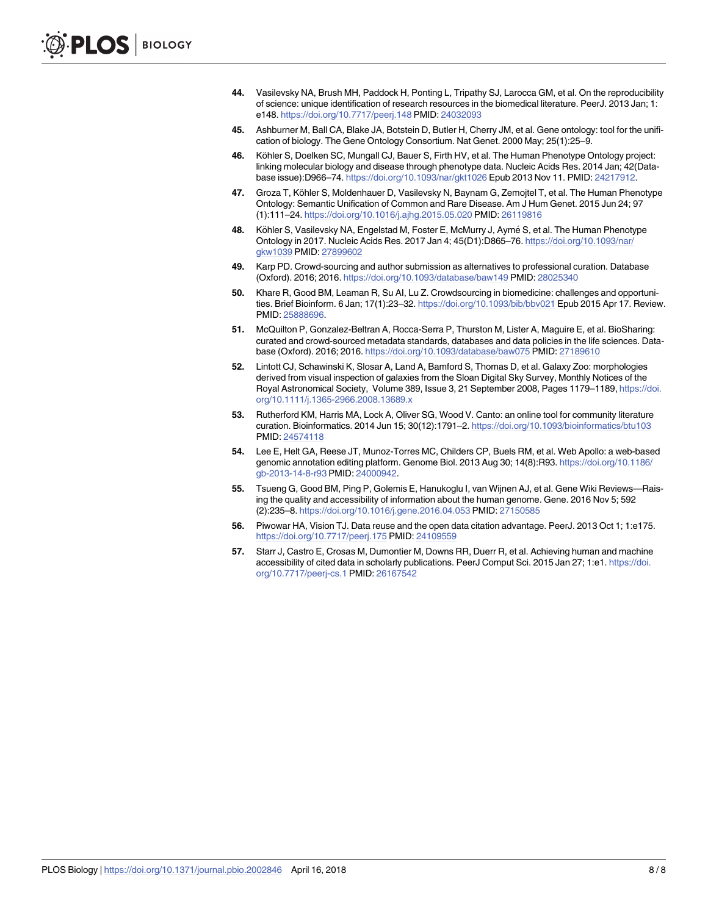44. Vasilevsky NA, Brush MH, Paddock H, Ponting L, Tripathy SJ, Larocca GM, et al. On the reproducibility of science: unique identification of research resources in the biomedical literature. PeerJ. 2013 Jan; 1: e148. https://doi.org/10.7717/peerj.148 PMID: 24032093

45. Ashburner M, Ball CA, Blake JA, Botstein D, Butler H, Cherry JM, et al. Gene ontology: tool for the unification of biology. The Gene Ontology Consortium. Nat Genet. 2000 May; 25(1):25–9.

46. Köhler S, Doelken SC, Mungall CJ, Bauer S, Firth HV, et al. The Human Phenotype Ontology project: linking molecular biology and disease through phenotype data. Nucleic Acids Res. 2014 Jan; 42(Database issue):D966–74. https://doi.org/10.1093/nar/gkt1026 Epub 2013 Nov 11. PMID: 24217912.

47. Groza T, Köhler S, Moldenhauer D, Vasilevsky N, Baynam G, Zemojtel T, et al. The Human Phenotype Ontology: Semantic Unification of Common and Rare Disease. Am J Hum Genet. 2015 Jun 24; 97 (1):111–24. https://doi.org/10.1016/j.ajhg.2015.05.020 PMID: 26119816

48. Köhler S, Vasilevsky NA, Engelstad M, Foster E, McMurry J, Aymé S, et al. The Human Phenotype Ontology in 2017. Nucleic Acids Res. 2017 Jan 4; 45(D1):D865–76. https://doi.org/10.1093/nar/gkw1039 PMID: 27899602

49. Karp PD. Crowd-sourcing and author submission as alternatives to professional curation. Database (Oxford). 2016; 2016. https://doi.org/10.1093/database/baw149 PMID: 28025340

50. Khare R, Good BM, Leaman R, Su AI, Lu Z. Crowdsourcing in biomedicine: challenges and opportunities. Brief Bioinform. 6 Jan; 17(1):23–32. https://doi.org/10.1093/bib/bbv021 Epub 2015 Apr 17. Review. PMID: 25888696.

51. McQuilton P, Gonzalez-Beltran A, Rocca-Serra P, Thurston M, Lister A, Maguire E, et al. BioSharing: curated and crowd-sourced metadata standards, databases and data policies in the life sciences. Database (Oxford). 2016; 2016. https://doi.org/10.1093/database/baw075 PMID: 27189610

52. Lintott CJ, Schawinski K, Slosar A, Land A, Bamford S, Thomas D, et al. Galaxy Zoo: morphologies derived from visual inspection of galaxies from the Sloan Digital Sky Survey, Monthly Notices of the Royal Astronomical Society, Volume 389, Issue 3, 21 September 2008, Pages 1179–1189, https://doi.org/10.1111/j.1365-2966.2008.13689.x

53. Rutherford KM, Harris MA, Lock A, Oliver SG, Wood V. Canto: an online tool for community literature curation. Bioinformatics. 2014 Jun 15; 30(12):1791–2. https://doi.org/10.1093/bioinformatics/btu103 PMID: 24574118

54. Lee E, Helt GA, Reese JT, Munoz-Torres MC, Childers CP, Buels RM, et al. Web Apollo: a web-based genomic annotation editing platform. Genome Biol. 2013 Aug 30; 14(8):R93. https://doi.org/10.1186/gb-2013-14-8-r93 PMID: 24000942.

55. Tsueng G, Good BM, Ping P, Golemis E, Hanukoglu I, van Wijnen AJ, et al. Gene Wiki Reviews—Raising the quality and accessibility of information about the human genome. Gene. 2016 Nov 5; 592 (2):235–8. https://doi.org/10.1016/j.gene.2016.04.053 PMID: 27150585

56. Piwowar HA, Vision TJ. Data reuse and the open data citation advantage. PeerJ. 2013 Oct 1; 1:e175. https://doi.org/10.7717/peerj.175 PMID: 24109559

57. Starr J, Castro E, Crosas M, Dumontier M, Downs RR, Duerr R, et al. Achieving human and machine accessibility of cited data in scholarly publications. PeerJ Comput Sci. 2015 Jan 27; 1:e1. https://doi.org/10.7717/peerj-cs.1 PMID: 26167542